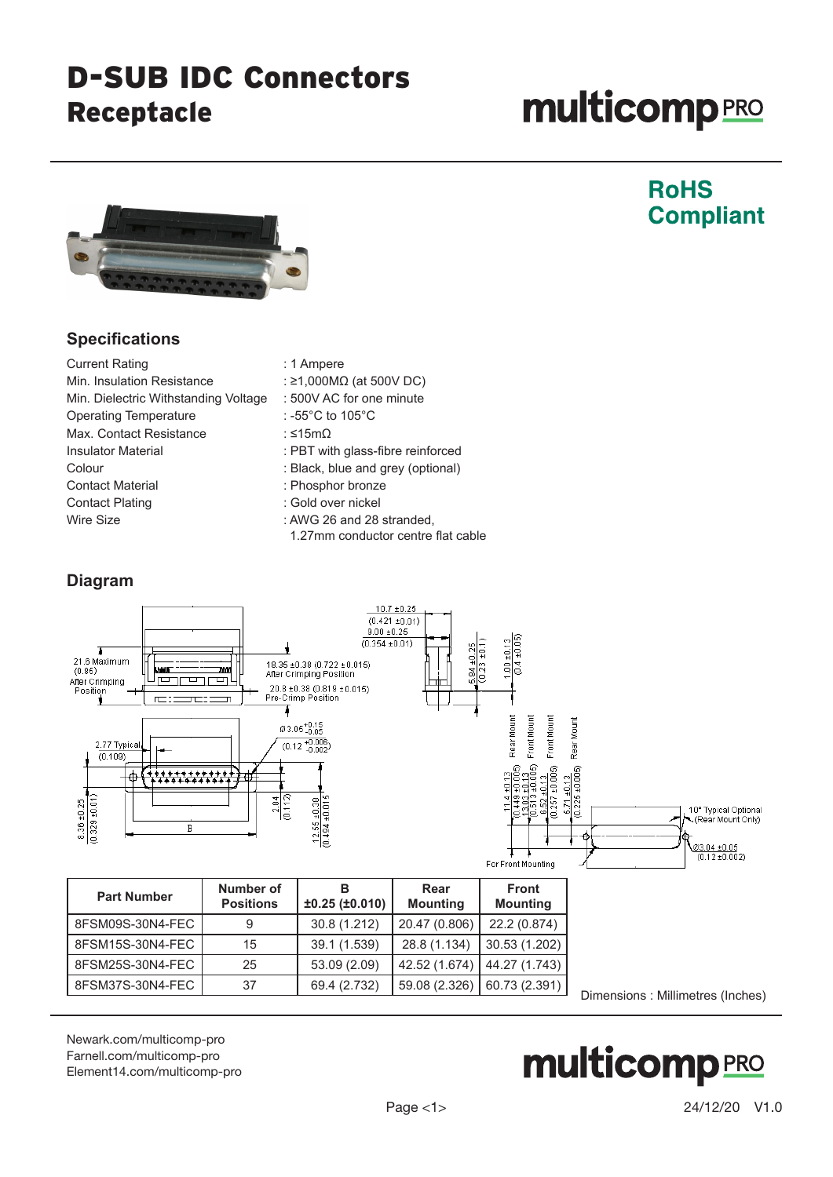# D-SUB IDC Connectors
## Receptacle

**RoHS Compliant**

## Specifications

| | |
|---|---|
| Current Rating | : 1 Ampere |
| Min. Insulation Resistance | : ≥1,000MΩ (at 500V DC) |
| Min. Dielectric Withstanding Voltage | : 500V AC for one minute |
| Operating Temperature | : -55°C to 105°C |
| Max. Contact Resistance | : ≤15mΩ |
| Insulator Material | : PBT with glass-fibre reinforced |
| Colour | : Black, blue and grey (optional) |
| Contact Material | : Phosphor bronze |
| Contact Plating | : Gold over nickel |
| Wire Size | : AWG 26 and 28 stranded, 1.27mm conductor centre flat cable |

## Diagram

| Part Number | Number of Positions | B ±0.25 (±0.010) | Rear Mounting | Front Mounting |
|---|---|---|---|---|
| 8FSM09S-30N4-FEC | 9 | 30.8 (1.212) | 20.47 (0.806) | 22.2 (0.874) |
| 8FSM15S-30N4-FEC | 15 | 39.1 (1.539) | 28.8 (1.134) | 30.53 (1.202) |
| 8FSM25S-30N4-FEC | 25 | 53.09 (2.09) | 42.52 (1.674) | 44.27 (1.743) |
| 8FSM37S-30N4-FEC | 37 | 69.4 (2.732) | 59.08 (2.326) | 60.73 (2.391) |

Dimensions : Millimetres (Inches)

Newark.com/multicomp-pro
Farnell.com/multicomp-pro
Element14.com/multicomp-pro

24/12/20 V1.0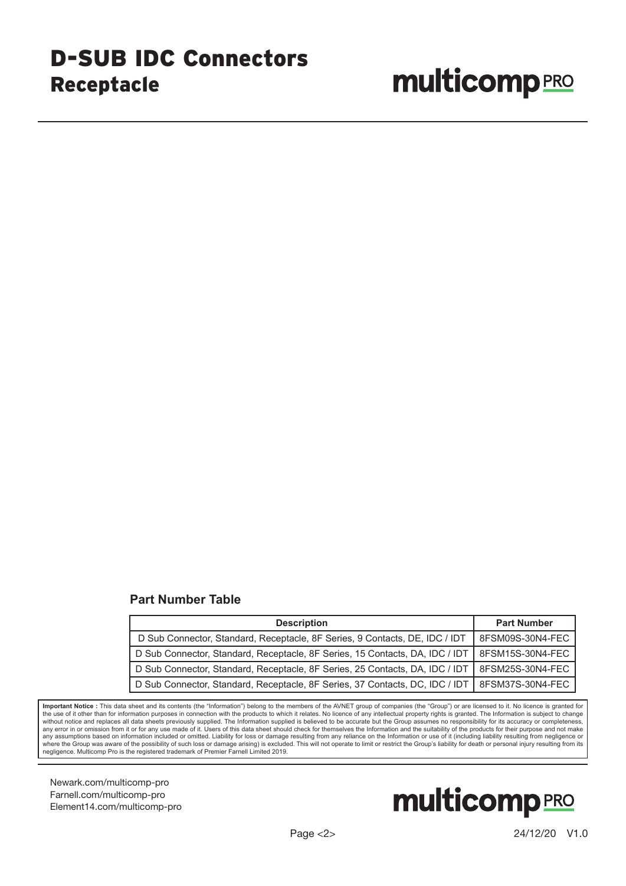## Part Number Table

| Description | Part Number |
|---|---|
| D Sub Connector, Standard, Receptacle, 8F Series, 9 Contacts, DE, IDC / IDT | 8FSM09S-30N4-FEC |
| D Sub Connector, Standard, Receptacle, 8F Series, 15 Contacts, DA, IDC / IDT | 8FSM15S-30N4-FEC |
| D Sub Connector, Standard, Receptacle, 8F Series, 25 Contacts, DA, IDC / IDT | 8FSM25S-30N4-FEC |
| D Sub Connector, Standard, Receptacle, 8F Series, 37 Contacts, DC, IDC / IDT | 8FSM37S-30N4-FEC |

**Important Notice :** This data sheet and its contents (the "Information") belong to the members of the AVNET group of companies (the "Group") or are licensed to it. No licence is granted for the use of it other than for information purposes in connection with the products to which it relates. No licence of any intellectual property rights is granted. The Information is subject to change without notice and replaces all data sheets previously supplied. The Information supplied is believed to be accurate but the Group assumes no responsibility for its accuracy or completeness, any error in or omission from it or for any use made of it. Users of this data sheet should check for themselves the Information and the suitability of the products for their purpose and not make any assumptions based on information included or omitted. Liability for loss or damage resulting from any reliance on the Information or use of it (including liability resulting from negligence or where the Group was aware of the possibility of such loss or damage arising) is excluded. This will not operate to limit or restrict the Group's liability for death or personal injury resulting from its negligence. Multicomp Pro is the registered trademark of Premier Farnell Limited 2019.

Newark.com/multicomp-pro
Farnell.com/multicomp-pro
Element14.com/multicomp-pro

24/12/20 V1.0